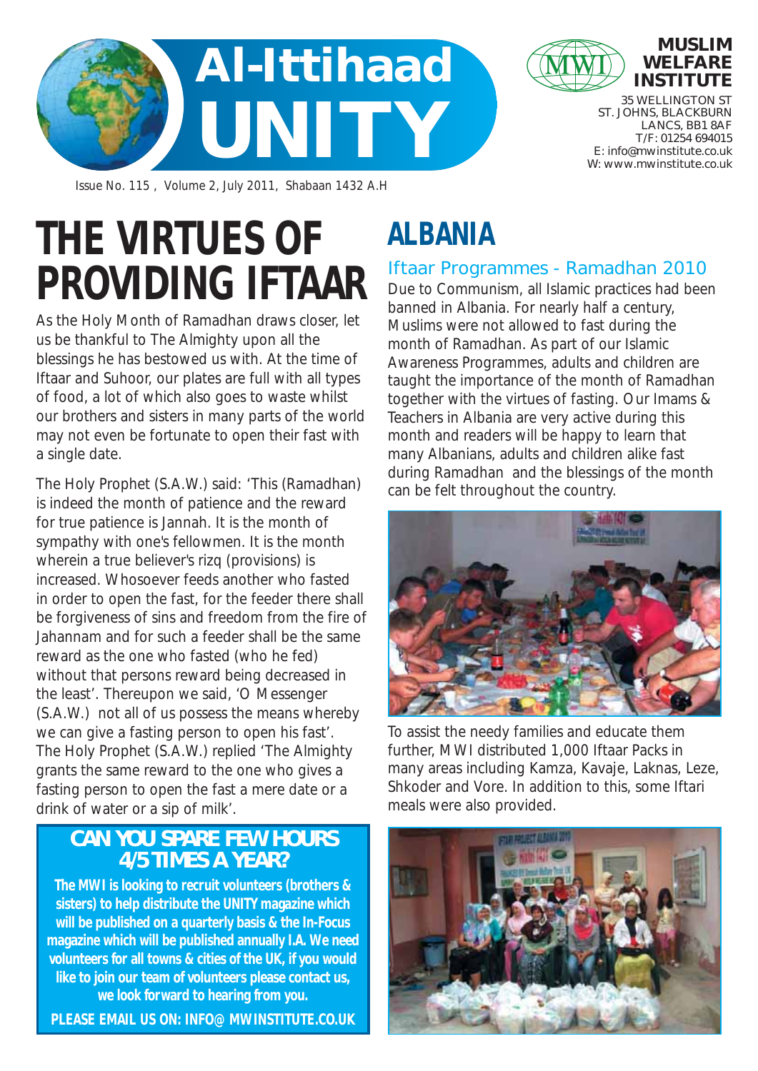# Al-Ittihaad UNITY

**MUSLIM WELFARE INSTITUTE**

35 WELLINGTON ST
ST. JOHNS, BLACKBURN
LANCS, BB1 8AF
T/F: 01254 694015
E: info@mwinstitute.co.uk
W: www.mwinstitute.co.uk

Issue No. 115 , Volume 2, July 2011, Shabaan 1432 A.H

# THE VIRTUES OF PROVIDING IFTAAR

As the Holy Month of Ramadhan draws closer, let us be thankful to The Almighty upon all the blessings he has bestowed us with. At the time of Iftaar and Suhoor, our plates are full with all types of food, a lot of which also goes to waste whilst our brothers and sisters in many parts of the world may not even be fortunate to open their fast with a single date.

The Holy Prophet (S.A.W.) said: 'This (Ramadhan) is indeed the month of patience and the reward for true patience is Jannah. It is the month of sympathy with one's fellowmen. It is the month wherein a true believer's rizq (provisions) is increased. Whosoever feeds another who fasted in order to open the fast, for the feeder there shall be forgiveness of sins and freedom from the fire of Jahannam and for such a feeder shall be the same reward as the one who fasted (who he fed) without that persons reward being decreased in the least'. Thereupon we said, 'O Messenger (S.A.W.) not all of us possess the means whereby we can give a fasting person to open his fast'. The Holy Prophet (S.A.W.) replied 'The Almighty grants the same reward to the one who gives a fasting person to open the fast a mere date or a drink of water or a sip of milk'.

## CAN YOU SPARE FEW HOURS 4/5 TIMES A YEAR?

**The MWI is looking to recruit volunteers (brothers & sisters) to help distribute the UNITY magazine which will be published on a quarterly basis & the In-Focus magazine which will be published annually I.A. We need volunteers for all towns & cities of the UK, if you would like to join our team of volunteers please contact us, we look forward to hearing from you.**

**PLEASE EMAIL US ON: INFO@ MWINSTITUTE.CO.UK**

# ALBANIA

## Iftaar Programmes - Ramadhan 2010

Due to Communism, all Islamic practices had been banned in Albania. For nearly half a century, Muslims were not allowed to fast during the month of Ramadhan. As part of our Islamic Awareness Programmes, adults and children are taught the importance of the month of Ramadhan together with the virtues of fasting. Our Imams & Teachers in Albania are very active during this month and readers will be happy to learn that many Albanians, adults and children alike fast during Ramadhan and the blessings of the month can be felt throughout the country.

To assist the needy families and educate them further, MWI distributed 1,000 Iftaar Packs in many areas including Kamza, Kavaje, Laknas, Leze, Shkoder and Vore. In addition to this, some Iftari meals were also provided.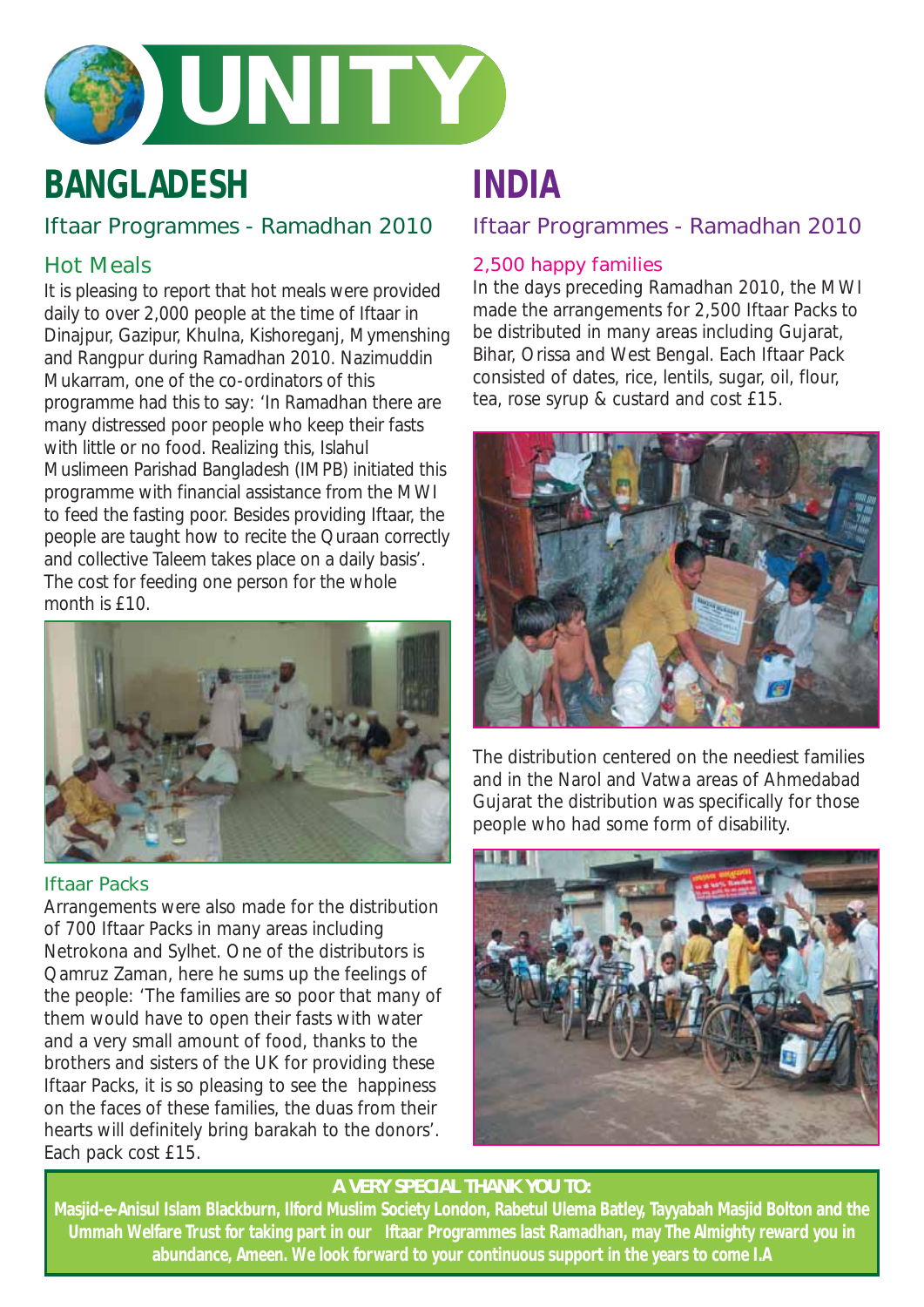# UNITY

## BANGLADESH

### Iftaar Programmes - Ramadhan 2010

#### Hot Meals

It is pleasing to report that hot meals were provided daily to over 2,000 people at the time of Iftaar in Dinajpur, Gazipur, Khulna, Kishoreganj, Mymenshing and Rangpur during Ramadhan 2010. Nazimuddin Mukarram, one of the co-ordinators of this programme had this to say: 'In Ramadhan there are many distressed poor people who keep their fasts with little or no food. Realizing this, Islahul Muslimeen Parishad Bangladesh (IMPB) initiated this programme with financial assistance from the MWI to feed the fasting poor. Besides providing Iftaar, the people are taught how to recite the Quraan correctly and collective Taleem takes place on a daily basis'. The cost for feeding one person for the whole month is £10.

#### Iftaar Packs

Arrangements were also made for the distribution of 700 Iftaar Packs in many areas including Netrokona and Sylhet. One of the distributors is Qamruz Zaman, here he sums up the feelings of the people: 'The families are so poor that many of them would have to open their fasts with water and a very small amount of food, thanks to the brothers and sisters of the UK for providing these Iftaar Packs, it is so pleasing to see the happiness on the faces of these families, the duas from their hearts will definitely bring barakah to the donors'. Each pack cost £15.

## INDIA

### Iftaar Programmes - Ramadhan 2010

#### 2,500 happy families

In the days preceding Ramadhan 2010, the MWI made the arrangements for 2,500 Iftaar Packs to be distributed in many areas including Gujarat, Bihar, Orissa and West Bengal. Each Iftaar Pack consisted of dates, rice, lentils, sugar, oil, flour, tea, rose syrup & custard and cost £15.

The distribution centered on the neediest families and in the Narol and Vatwa areas of Ahmedabad Gujarat the distribution was specifically for those people who had some form of disability.

**A VERY SPECIAL THANK YOU TO:**

**Masjid-e-Anisul Islam Blackburn, Ilford Muslim Society London, Rabetul Ulema Batley, Tayyabah Masjid Bolton and the Ummah Welfare Trust for taking part in our Iftaar Programmes last Ramadhan, may The Almighty reward you in abundance, Ameen. We look forward to your continuous support in the years to come I.A**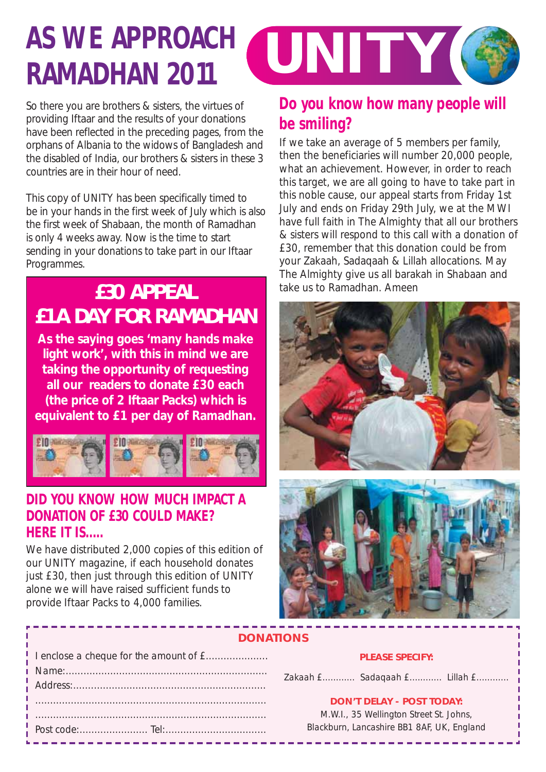# AS WE APPROACH RAMADHAN 2011

# UNITY

So there you are brothers & sisters, the virtues of providing Iftaar and the results of your donations have been reflected in the preceding pages, from the orphans of Albania to the widows of Bangladesh and the disabled of India, our brothers & sisters in these 3 countries are in their hour of need.

This copy of UNITY has been specifically timed to be in your hands in the first week of July which is also the first week of Shabaan, the month of Ramadhan is only 4 weeks away. Now is the time to start sending in your donations to take part in our Iftaar Programmes.

## £30 APPEAL
## £1 A DAY FOR RAMADHAN

**As the saying goes 'many hands make light work', with this in mind we are taking the opportunity of requesting all our readers to donate £30 each (the price of 2 Iftaar Packs) which is equivalent to £1 per day of Ramadhan.**

## DID YOU KNOW HOW MUCH IMPACT A DONATION OF £30 COULD MAKE? HERE IT IS.....

We have distributed 2,000 copies of this edition of our UNITY magazine, if each household donates just £30, then just through this edition of UNITY alone we will have raised sufficient funds to provide Iftaar Packs to 4,000 families.

## Do you know how many people will be smiling?

If we take an average of 5 members per family, then the beneficiaries will number 20,000 people, what an achievement. However, in order to reach this target, we are all going to have to take part in this noble cause, our appeal starts from Friday 1st July and ends on Friday 29th July, we at the MWI have full faith in The Almighty that all our brothers & sisters will respond to this call with a donation of £30, remember that this donation could be from your Zakaah, Sadaqaah & Lillah allocations. May The Almighty give us all barakah in Shabaan and take us to Ramadhan. Ameen

### DONATIONS

I enclose a cheque for the amount of £.....................

Name:....................................................................

Address:................................................................

.............................................................................

.............................................................................

Post code:........................ Tel:..................................

**PLEASE SPECIFY:**

Zakaah £............ Sadaqaah £............ Lillah £............

**DON'T DELAY - POST TODAY:**

M.W.I., 35 Wellington Street St. Johns,
Blackburn, Lancashire BB1 8AF, UK, England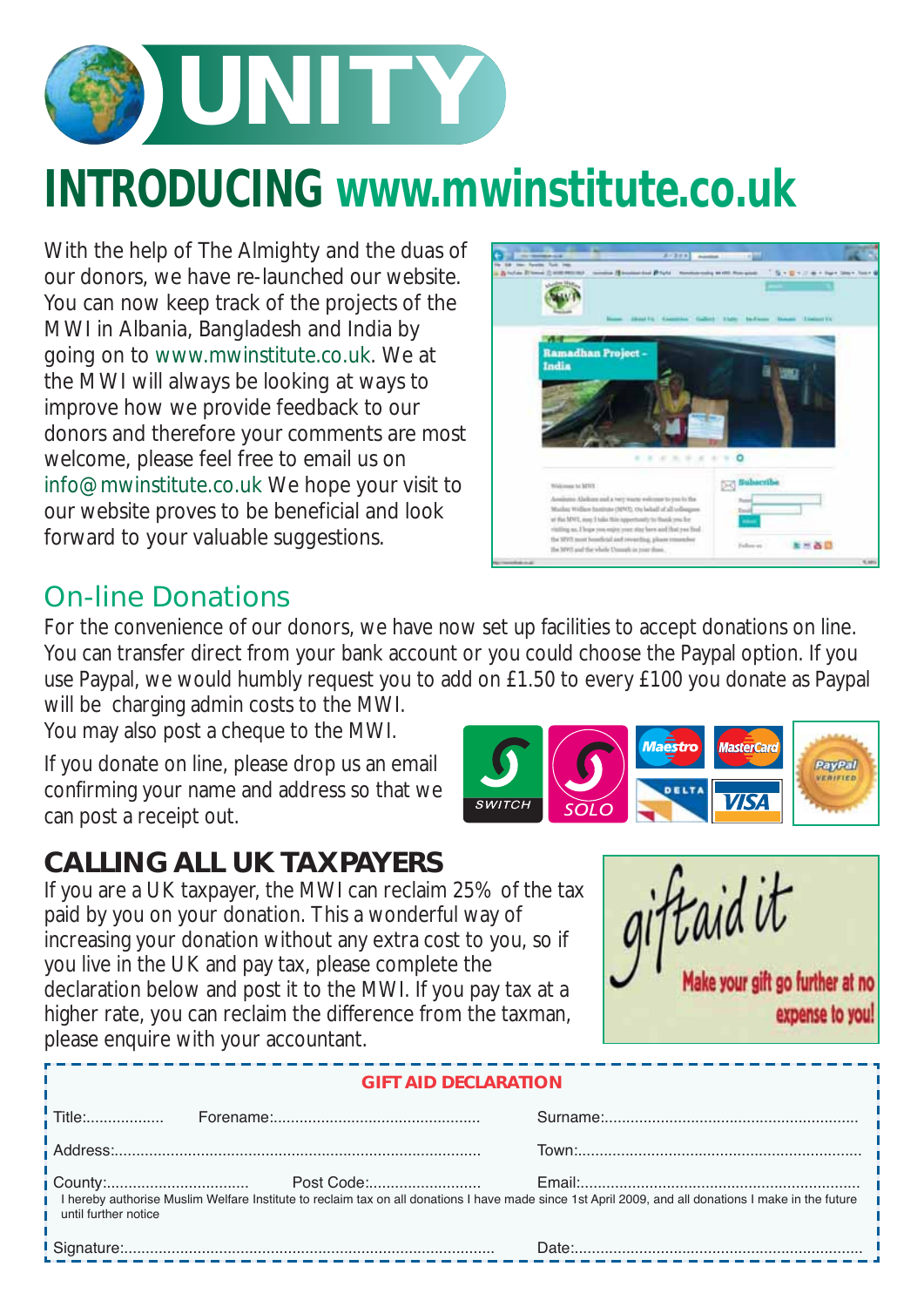# UNITY

# INTRODUCING www.mwinstitute.co.uk

With the help of The Almighty and the duas of our donors, we have re-launched our website. You can now keep track of the projects of the MWI in Albania, Bangladesh and India by going on to www.mwinstitute.co.uk. We at the MWI will always be looking at ways to improve how we provide feedback to our donors and therefore your comments are most welcome, please feel free to email us on info@mwinstitute.co.uk We hope your visit to our website proves to be beneficial and look forward to your valuable suggestions.

## On-line Donations

For the convenience of our donors, we have now set up facilities to accept donations on line. You can transfer direct from your bank account or you could choose the Paypal option. If you use Paypal, we would humbly request you to add on £1.50 to every £100 you donate as Paypal will be charging admin costs to the MWI.

You may also post a cheque to the MWI.

If you donate on line, please drop us an email confirming your name and address so that we can post a receipt out.

## CALLING ALL UK TAXPAYERS

If you are a UK taxpayer, the MWI can reclaim 25% of the tax paid by you on your donation. This a wonderful way of increasing your donation without any extra cost to you, so if you live in the UK and pay tax, please complete the declaration below and post it to the MWI. If you pay tax at a higher rate, you can reclaim the difference from the taxman, please enquire with your accountant.

giftaid it

Make your gift go further at no expense to you!

### GIFT AID DECLARATION

Title:.................. Forename:................................................ Surname:...........................................................

Address:................................................................................... Town:.................................................................

County:................................ Post Code:......................... Email:.................................................................

I hereby authorise Muslim Welfare Institute to reclaim tax on all donations I have made since 1st April 2009, and all donations I make in the future until further notice

Signature:..................................................................................... Date:...................................................................